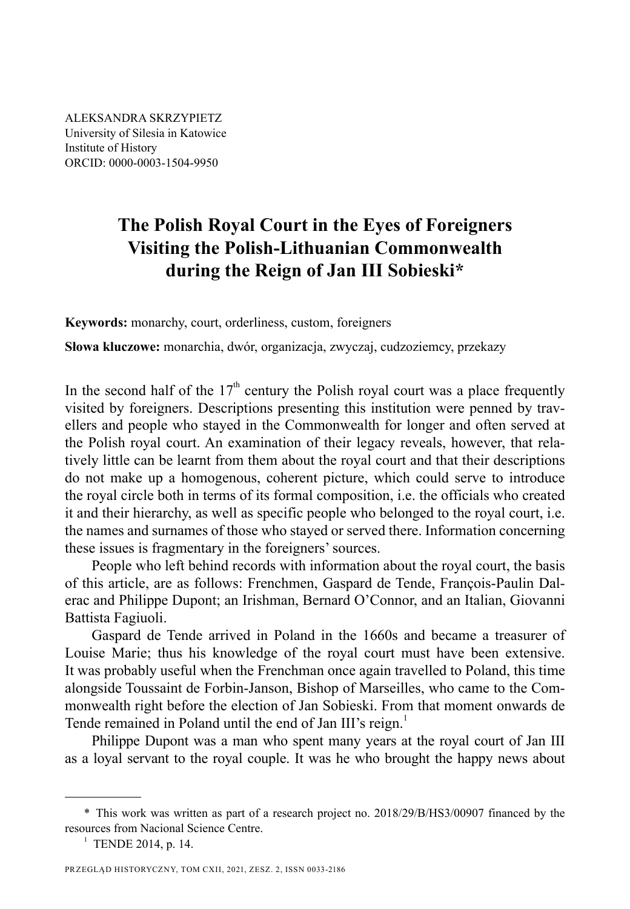ALEKSANDRA SKRZYPIETZ
University of Silesia in Katowice
Institute of History
ORCID: 0000-0003-1504-9950

# The Polish Royal Court in the Eyes of Foreigners Visiting the Polish-Lithuanian Commonwealth during the Reign of Jan III Sobieski*

**Keywords:** monarchy, court, orderliness, custom, foreigners

**Słowa kluczowe:** monarchia, dwór, organizacja, zwyczaj, cudzoziemcy, przekazy

In the second half of the 17th century the Polish royal court was a place frequently visited by foreigners. Descriptions presenting this institution were penned by travellers and people who stayed in the Commonwealth for longer and often served at the Polish royal court. An examination of their legacy reveals, however, that relatively little can be learnt from them about the royal court and that their descriptions do not make up a homogenous, coherent picture, which could serve to introduce the royal circle both in terms of its formal composition, i.e. the officials who created it and their hierarchy, as well as specific people who belonged to the royal court, i.e. the names and surnames of those who stayed or served there. Information concerning these issues is fragmentary in the foreigners' sources.

People who left behind records with information about the royal court, the basis of this article, are as follows: Frenchmen, Gaspard de Tende, François-Paulin Dalerac and Philippe Dupont; an Irishman, Bernard O'Connor, and an Italian, Giovanni Battista Fagiuoli.

Gaspard de Tende arrived in Poland in the 1660s and became a treasurer of Louise Marie; thus his knowledge of the royal court must have been extensive. It was probably useful when the Frenchman once again travelled to Poland, this time alongside Toussaint de Forbin-Janson, Bishop of Marseilles, who came to the Commonwealth right before the election of Jan Sobieski. From that moment onwards de Tende remained in Poland until the end of Jan III's reign.[1]

Philippe Dupont was a man who spent many years at the royal court of Jan III as a loyal servant to the royal couple. It was he who brought the happy news about

---

\* This work was written as part of a research project no. 2018/29/B/HS3/00907 financed by the resources from Nacional Science Centre.

[1] TENDE 2014, p. 14.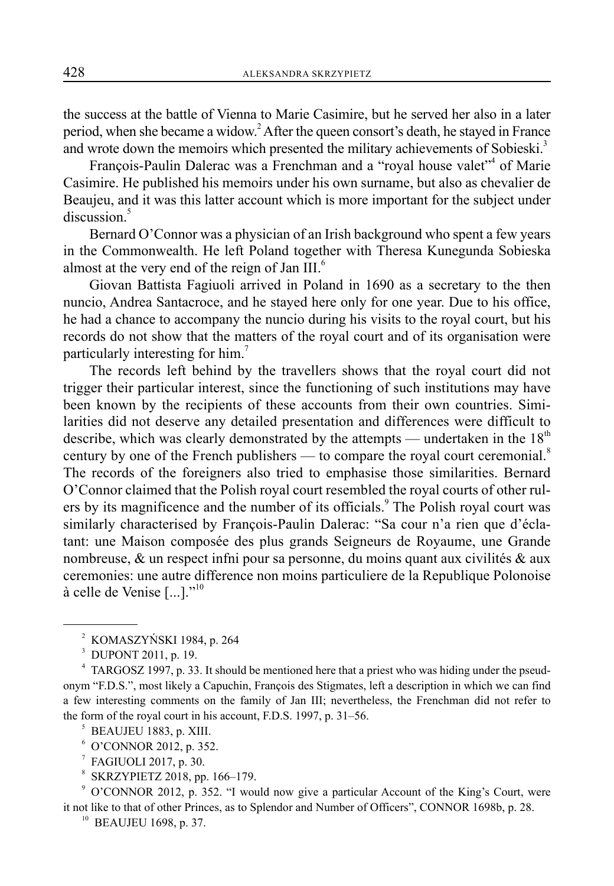the success at the battle of Vienna to Marie Casimire, but he served her also in a later period, when she became a widow.[2] After the queen consort's death, he stayed in France and wrote down the memoirs which presented the military achievements of Sobieski.[3]

François-Paulin Dalerac was a Frenchman and a "royal house valet"[4] of Marie Casimire. He published his memoirs under his own surname, but also as chevalier de Beaujeu, and it was this latter account which is more important for the subject under discussion.[5]

Bernard O'Connor was a physician of an Irish background who spent a few years in the Commonwealth. He left Poland together with Theresa Kunegunda Sobieska almost at the very end of the reign of Jan III.[6]

Giovan Battista Fagiuoli arrived in Poland in 1690 as a secretary to the then nuncio, Andrea Santacroce, and he stayed here only for one year. Due to his office, he had a chance to accompany the nuncio during his visits to the royal court, but his records do not show that the matters of the royal court and of its organisation were particularly interesting for him.[7]

The records left behind by the travellers shows that the royal court did not trigger their particular interest, since the functioning of such institutions may have been known by the recipients of these accounts from their own countries. Similarities did not deserve any detailed presentation and differences were difficult to describe, which was clearly demonstrated by the attempts — undertaken in the 18th century by one of the French publishers — to compare the royal court ceremonial.[8] The records of the foreigners also tried to emphasise those similarities. Bernard O'Connor claimed that the Polish royal court resembled the royal courts of other rulers by its magnificence and the number of its officials.[9] The Polish royal court was similarly characterised by François-Paulin Dalerac: "Sa cour n'a rien que d'éclatant: une Maison composée des plus grands Seigneurs de Royaume, une Grande nombreuse, & un respect infni pour sa personne, du moins quant aux civilités & aux ceremonies: une autre difference non moins particuliere de la Republique Polonoise à celle de Venise [...]."[10]

---

[2] KOMASZYŃSKI 1984, p. 264

[3] DUPONT 2011, p. 19.

[4] TARGOSZ 1997, p. 33. It should be mentioned here that a priest who was hiding under the pseudonym "F.D.S.", most likely a Capuchin, François des Stigmates, left a description in which we can find a few interesting comments on the family of Jan III; nevertheless, the Frenchman did not refer to the form of the royal court in his account, F.D.S. 1997, p. 31–56.

[5] BEAUJEU 1883, p. XIII.

[6] O'CONNOR 2012, p. 352.

[7] FAGIUOLI 2017, p. 30.

[8] SKRZYPIETZ 2018, pp. 166–179.

[9] O'CONNOR 2012, p. 352. "I would now give a particular Account of the King's Court, were it not like to that of other Princes, as to Splendor and Number of Officers", CONNOR 1698b, p. 28.

[10] BEAUJEU 1698, p. 37.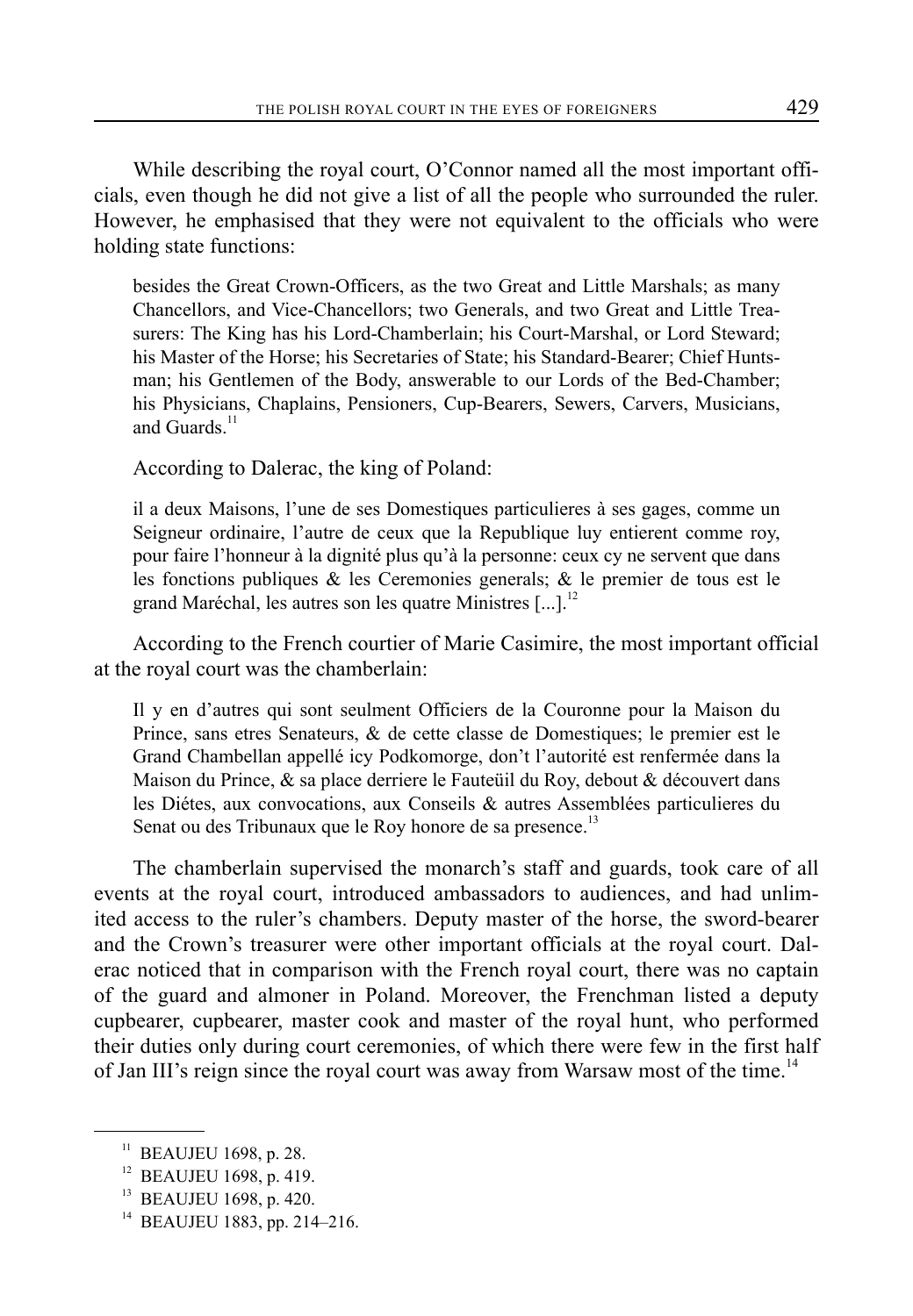While describing the royal court, O'Connor named all the most important officials, even though he did not give a list of all the people who surrounded the ruler. However, he emphasised that they were not equivalent to the officials who were holding state functions:

> besides the Great Crown-Officers, as the two Great and Little Marshals; as many Chancellors, and Vice-Chancellors; two Generals, and two Great and Little Treasurers: The King has his Lord-Chamberlain; his Court-Marshal, or Lord Steward; his Master of the Horse; his Secretaries of State; his Standard-Bearer; Chief Huntsman; his Gentlemen of the Body, answerable to our Lords of the Bed-Chamber; his Physicians, Chaplains, Pensioners, Cup-Bearers, Sewers, Carvers, Musicians, and Guards.[11]

According to Dalerac, the king of Poland:

> il a deux Maisons, l'une de ses Domestiques particulieres à ses gages, comme un Seigneur ordinaire, l'autre de ceux que la Republique luy entierent comme roy, pour faire l'honneur à la dignité plus qu'à la personne: ceux cy ne servent que dans les fonctions publiques & les Ceremonies generals; & le premier de tous est le grand Maréchal, les autres son les quatre Ministres [...].[12]

According to the French courtier of Marie Casimire, the most important official at the royal court was the chamberlain:

> Il y en d'autres qui sont seulment Officiers de la Couronne pour la Maison du Prince, sans etres Senateurs, & de cette classe de Domestiques; le premier est le Grand Chambellan appellé icy Podkomorge, don't l'autorité est renfermée dans la Maison du Prince, & sa place derriere le Fauteüil du Roy, debout & découvert dans les Diétes, aux convocations, aux Conseils & autres Assemblées particulieres du Senat ou des Tribunaux que le Roy honore de sa presence.[13]

The chamberlain supervised the monarch's staff and guards, took care of all events at the royal court, introduced ambassadors to audiences, and had unlimited access to the ruler's chambers. Deputy master of the horse, the sword-bearer and the Crown's treasurer were other important officials at the royal court. Dalerac noticed that in comparison with the French royal court, there was no captain of the guard and almoner in Poland. Moreover, the Frenchman listed a deputy cupbearer, cupbearer, master cook and master of the royal hunt, who performed their duties only during court ceremonies, of which there were few in the first half of Jan III's reign since the royal court was away from Warsaw most of the time.[14]

---

[11] BEAUJEU 1698, p. 28.

[12] BEAUJEU 1698, p. 419.

[13] BEAUJEU 1698, p. 420.

[14] BEAUJEU 1883, pp. 214–216.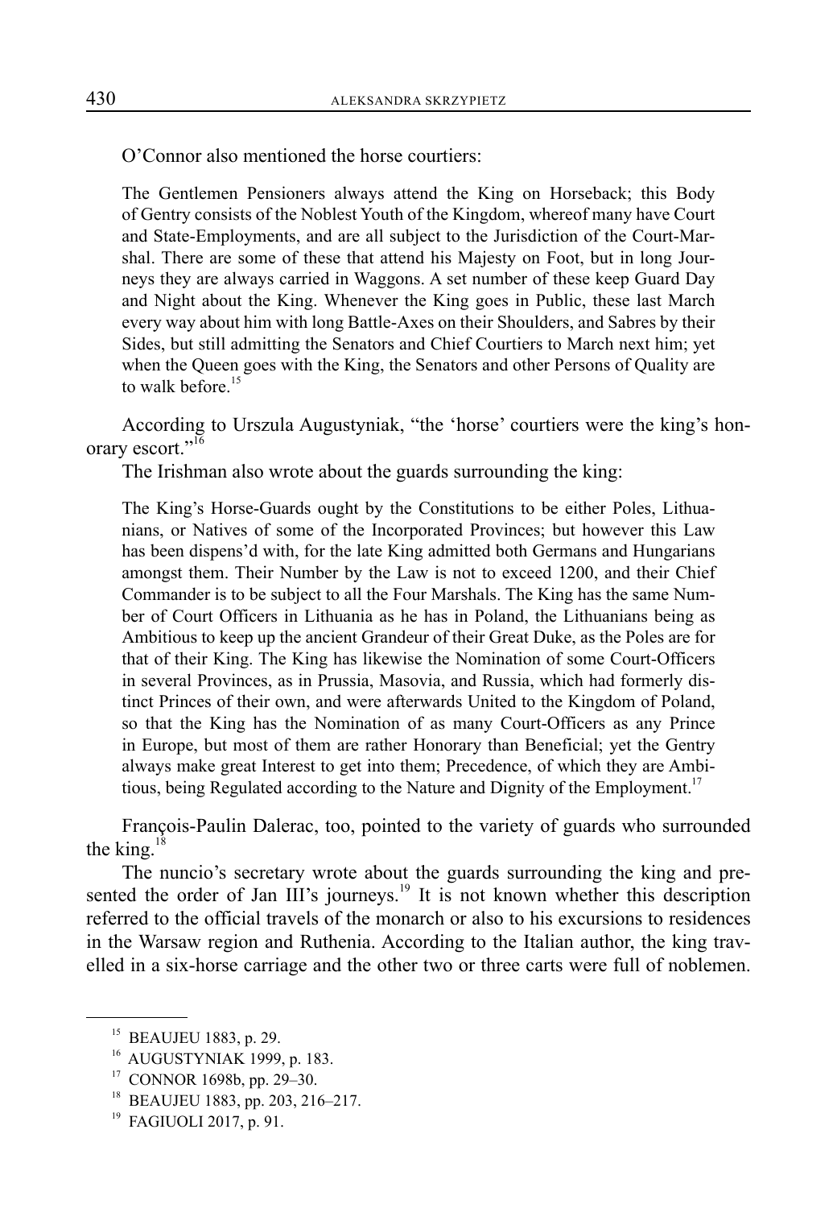O'Connor also mentioned the horse courtiers:

> The Gentlemen Pensioners always attend the King on Horseback; this Body of Gentry consists of the Noblest Youth of the Kingdom, whereof many have Court and State-Employments, and are all subject to the Jurisdiction of the Court-Marshal. There are some of these that attend his Majesty on Foot, but in long Journeys they are always carried in Waggons. A set number of these keep Guard Day and Night about the King. Whenever the King goes in Public, these last March every way about him with long Battle-Axes on their Shoulders, and Sabres by their Sides, but still admitting the Senators and Chief Courtiers to March next him; yet when the Queen goes with the King, the Senators and other Persons of Quality are to walk before.[15]

According to Urszula Augustyniak, "the 'horse' courtiers were the king's honorary escort."[16]

The Irishman also wrote about the guards surrounding the king:

> The King's Horse-Guards ought by the Constitutions to be either Poles, Lithuanians, or Natives of some of the Incorporated Provinces; but however this Law has been dispens'd with, for the late King admitted both Germans and Hungarians amongst them. Their Number by the Law is not to exceed 1200, and their Chief Commander is to be subject to all the Four Marshals. The King has the same Number of Court Officers in Lithuania as he has in Poland, the Lithuanians being as Ambitious to keep up the ancient Grandeur of their Great Duke, as the Poles are for that of their King. The King has likewise the Nomination of some Court-Officers in several Provinces, as in Prussia, Masovia, and Russia, which had formerly distinct Princes of their own, and were afterwards United to the Kingdom of Poland, so that the King has the Nomination of as many Court-Officers as any Prince in Europe, but most of them are rather Honorary than Beneficial; yet the Gentry always make great Interest to get into them; Precedence, of which they are Ambitious, being Regulated according to the Nature and Dignity of the Employment.[17]

François-Paulin Dalerac, too, pointed to the variety of guards who surrounded the king.[18]

The nuncio's secretary wrote about the guards surrounding the king and presented the order of Jan III's journeys.[19] It is not known whether this description referred to the official travels of the monarch or also to his excursions to residences in the Warsaw region and Ruthenia. According to the Italian author, the king travelled in a six-horse carriage and the other two or three carts were full of noblemen.

---

[15] BEAUJEU 1883, p. 29.

[16] AUGUSTYNIAK 1999, p. 183.

[17] CONNOR 1698b, pp. 29–30.

[18] BEAUJEU 1883, pp. 203, 216–217.

[19] FAGIUOLI 2017, p. 91.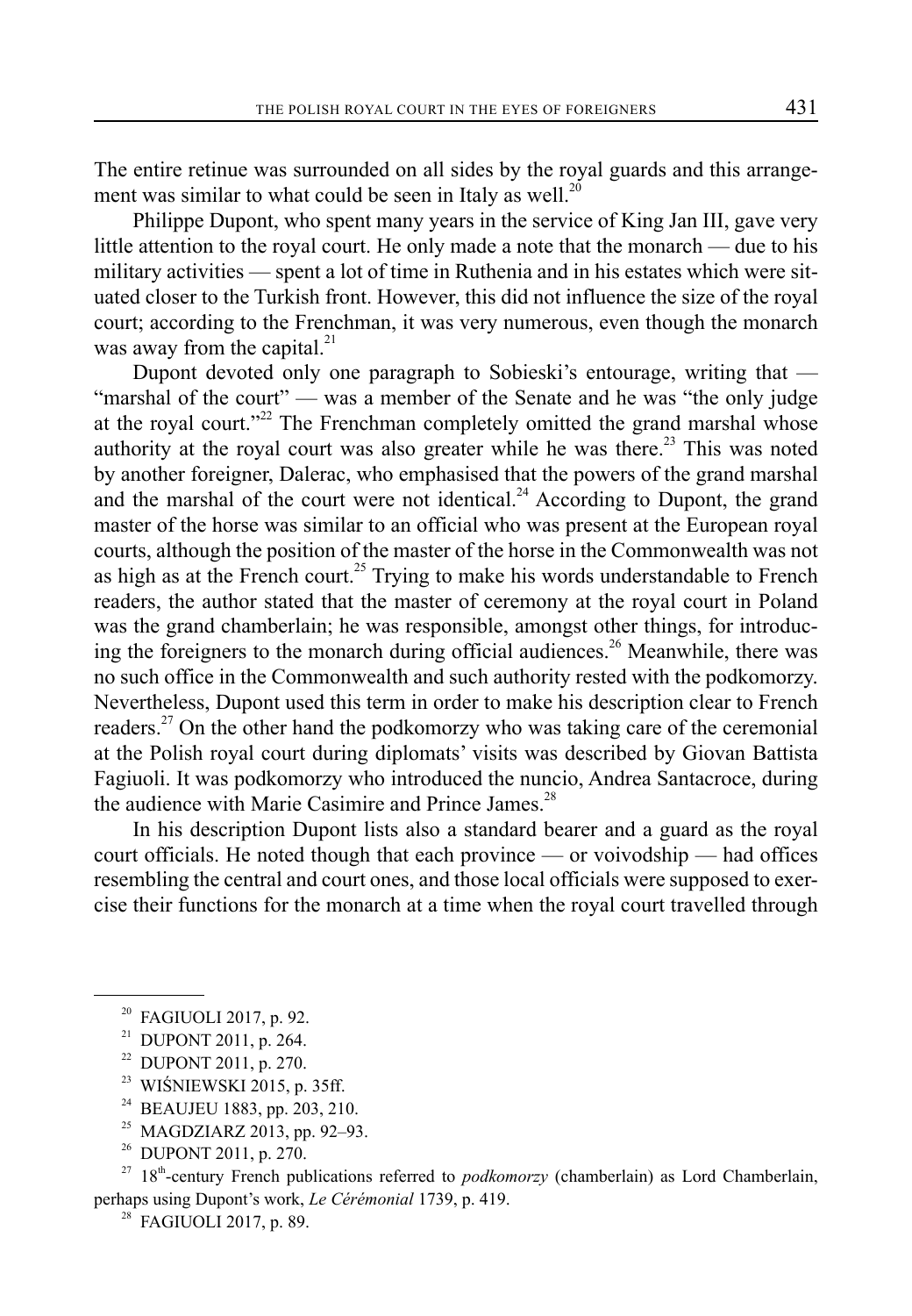The entire retinue was surrounded on all sides by the royal guards and this arrangement was similar to what could be seen in Italy as well.[20]

Philippe Dupont, who spent many years in the service of King Jan III, gave very little attention to the royal court. He only made a note that the monarch — due to his military activities — spent a lot of time in Ruthenia and in his estates which were situated closer to the Turkish front. However, this did not influence the size of the royal court; according to the Frenchman, it was very numerous, even though the monarch was away from the capital.[21]

Dupont devoted only one paragraph to Sobieski's entourage, writing that — "marshal of the court" — was a member of the Senate and he was "the only judge at the royal court."[22] The Frenchman completely omitted the grand marshal whose authority at the royal court was also greater while he was there.[23] This was noted by another foreigner, Dalerac, who emphasised that the powers of the grand marshal and the marshal of the court were not identical.[24] According to Dupont, the grand master of the horse was similar to an official who was present at the European royal courts, although the position of the master of the horse in the Commonwealth was not as high as at the French court.[25] Trying to make his words understandable to French readers, the author stated that the master of ceremony at the royal court in Poland was the grand chamberlain; he was responsible, amongst other things, for introducing the foreigners to the monarch during official audiences.[26] Meanwhile, there was no such office in the Commonwealth and such authority rested with the podkomorzy. Nevertheless, Dupont used this term in order to make his description clear to French readers.[27] On the other hand the podkomorzy who was taking care of the ceremonial at the Polish royal court during diplomats' visits was described by Giovan Battista Fagiuoli. It was podkomorzy who introduced the nuncio, Andrea Santacroce, during the audience with Marie Casimire and Prince James.[28]

In his description Dupont lists also a standard bearer and a guard as the royal court officials. He noted though that each province — or voivodship — had offices resembling the central and court ones, and those local officials were supposed to exercise their functions for the monarch at a time when the royal court travelled through

---

[20] FAGIUOLI 2017, p. 92.

[21] DUPONT 2011, p. 264.

[22] DUPONT 2011, p. 270.

[23] WIŚNIEWSKI 2015, p. 35ff.

[24] BEAUJEU 1883, pp. 203, 210.

[25] MAGDZIARZ 2013, pp. 92–93.

[26] DUPONT 2011, p. 270.

[27] 18th-century French publications referred to *podkomorzy* (chamberlain) as Lord Chamberlain, perhaps using Dupont's work, *Le Cérémonial* 1739, p. 419.

[28] FAGIUOLI 2017, p. 89.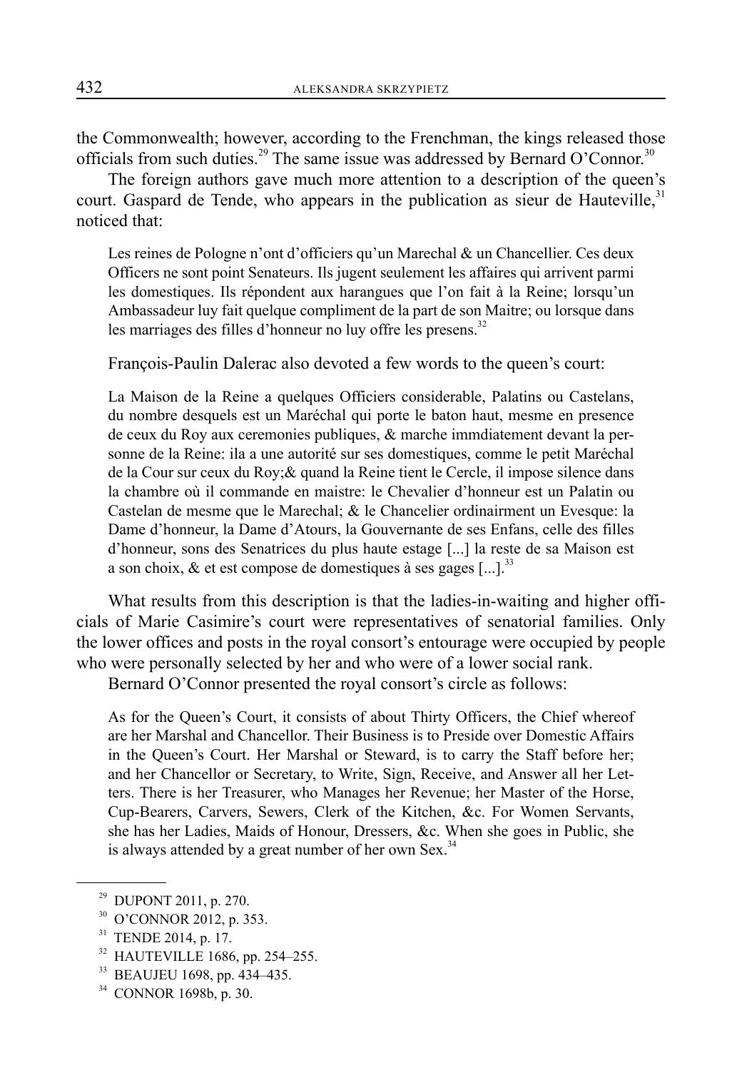the Commonwealth; however, according to the Frenchman, the kings released those officials from such duties.[29] The same issue was addressed by Bernard O'Connor.[30]

The foreign authors gave much more attention to a description of the queen's court. Gaspard de Tende, who appears in the publication as sieur de Hauteville,[31] noticed that:

> Les reines de Pologne n'ont d'officiers qu'un Marechal & un Chancellier. Ces deux Officers ne sont point Senateurs. Ils jugent seulement les affaires qui arrivent parmi les domestiques. Ils répondent aux harangues que l'on fait à la Reine; lorsqu'un Ambassadeur luy fait quelque compliment de la part de son Maitre; ou lorsque dans les marriages des filles d'honneur no luy offre les presens.[32]

François-Paulin Dalerac also devoted a few words to the queen's court:

> La Maison de la Reine a quelques Officiers considerable, Palatins ou Castelans, du nombre desquels est un Maréchal qui porte le baton haut, mesme en presence de ceux du Roy aux ceremonies publiques, & marche immdiatement devant la personne de la Reine: ila a une autorité sur ses domestiques, comme le petit Maréchal de la Cour sur ceux du Roy;& quand la Reine tient le Cercle, il impose silence dans la chambre où il commande en maistre: le Chevalier d'honneur est un Palatin ou Castelan de mesme que le Marechal; & le Chancelier ordinairment un Evesque: la Dame d'honneur, la Dame d'Atours, la Gouvernante de ses Enfans, celle des filles d'honneur, sons des Senatrices du plus haute estage [...] la reste de sa Maison est a son choix, & et est compose de domestiques à ses gages [...].[33]

What results from this description is that the ladies-in-waiting and higher officials of Marie Casimire's court were representatives of senatorial families. Only the lower offices and posts in the royal consort's entourage were occupied by people who were personally selected by her and who were of a lower social rank.

Bernard O'Connor presented the royal consort's circle as follows:

> As for the Queen's Court, it consists of about Thirty Officers, the Chief whereof are her Marshal and Chancellor. Their Business is to Preside over Domestic Affairs in the Queen's Court. Her Marshal or Steward, is to carry the Staff before her; and her Chancellor or Secretary, to Write, Sign, Receive, and Answer all her Letters. There is her Treasurer, who Manages her Revenue; her Master of the Horse, Cup-Bearers, Carvers, Sewers, Clerk of the Kitchen, &c. For Women Servants, she has her Ladies, Maids of Honour, Dressers, &c. When she goes in Public, she is always attended by a great number of her own Sex.[34]

---

[29] DUPONT 2011, p. 270.

[30] O'CONNOR 2012, p. 353.

[31] TENDE 2014, p. 17.

[32] HAUTEVILLE 1686, pp. 254–255.

[33] BEAUJEU 1698, pp. 434–435.

[34] CONNOR 1698b, p. 30.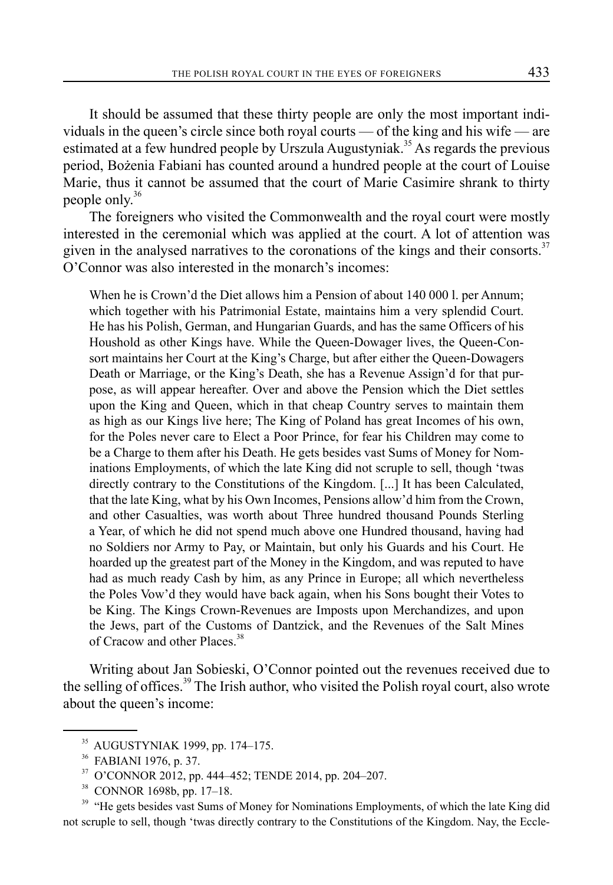It should be assumed that these thirty people are only the most important individuals in the queen's circle since both royal courts — of the king and his wife — are estimated at a few hundred people by Urszula Augustyniak.[35] As regards the previous period, Bożenia Fabiani has counted around a hundred people at the court of Louise Marie, thus it cannot be assumed that the court of Marie Casimire shrank to thirty people only.[36]

The foreigners who visited the Commonwealth and the royal court were mostly interested in the ceremonial which was applied at the court. A lot of attention was given in the analysed narratives to the coronations of the kings and their consorts.[37] O'Connor was also interested in the monarch's incomes:

> When he is Crown'd the Diet allows him a Pension of about 140 000 l. per Annum; which together with his Patrimonial Estate, maintains him a very splendid Court. He has his Polish, German, and Hungarian Guards, and has the same Officers of his Houshold as other Kings have. While the Queen-Dowager lives, the Queen-Consort maintains her Court at the King's Charge, but after either the Queen-Dowagers Death or Marriage, or the King's Death, she has a Revenue Assign'd for that purpose, as will appear hereafter. Over and above the Pension which the Diet settles upon the King and Queen, which in that cheap Country serves to maintain them as high as our Kings live here; The King of Poland has great Incomes of his own, for the Poles never care to Elect a Poor Prince, for fear his Children may come to be a Charge to them after his Death. He gets besides vast Sums of Money for Nominations Employments, of which the late King did not scruple to sell, though 'twas directly contrary to the Constitutions of the Kingdom. [...] It has been Calculated, that the late King, what by his Own Incomes, Pensions allow'd him from the Crown, and other Casualties, was worth about Three hundred thousand Pounds Sterling a Year, of which he did not spend much above one Hundred thousand, having had no Soldiers nor Army to Pay, or Maintain, but only his Guards and his Court. He hoarded up the greatest part of the Money in the Kingdom, and was reputed to have had as much ready Cash by him, as any Prince in Europe; all which nevertheless the Poles Vow'd they would have back again, when his Sons bought their Votes to be King. The Kings Crown-Revenues are Imposts upon Merchandizes, and upon the Jews, part of the Customs of Dantzick, and the Revenues of the Salt Mines of Cracow and other Places.[38]

Writing about Jan Sobieski, O'Connor pointed out the revenues received due to the selling of offices.[39] The Irish author, who visited the Polish royal court, also wrote about the queen's income:

---

[35] AUGUSTYNIAK 1999, pp. 174–175.

[36] FABIANI 1976, p. 37.

[37] O'CONNOR 2012, pp. 444–452; TENDE 2014, pp. 204–207.

[38] CONNOR 1698b, pp. 17–18.

[39] "He gets besides vast Sums of Money for Nominations Employments, of which the late King did not scruple to sell, though 'twas directly contrary to the Constitutions of the Kingdom. Nay, the Eccle-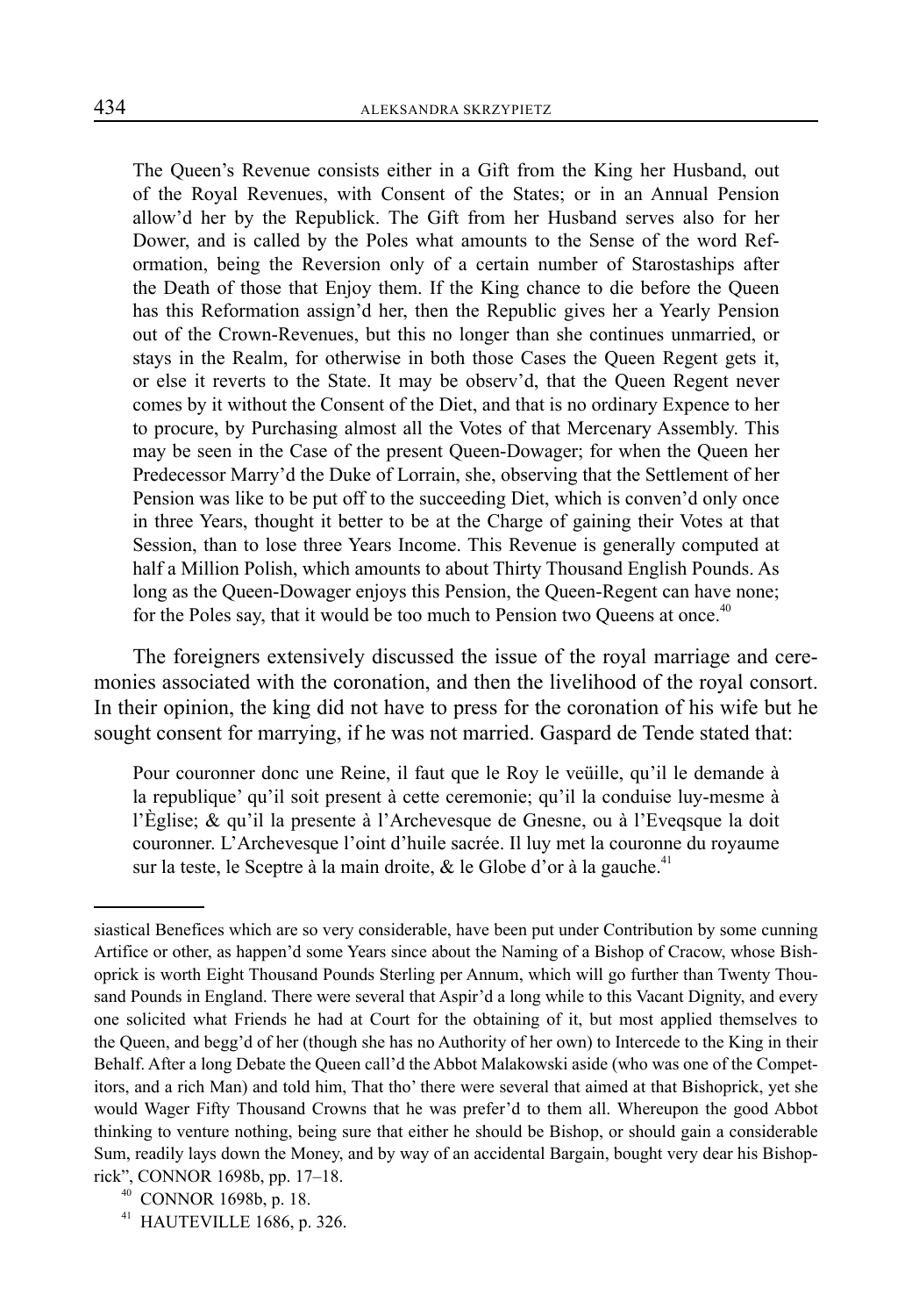> The Queen's Revenue consists either in a Gift from the King her Husband, out of the Royal Revenues, with Consent of the States; or in an Annual Pension allow'd her by the Republick. The Gift from her Husband serves also for her Dower, and is called by the Poles what amounts to the Sense of the word Reformation, being the Reversion only of a certain number of Starostaships after the Death of those that Enjoy them. If the King chance to die before the Queen has this Reformation assign'd her, then the Republic gives her a Yearly Pension out of the Crown-Revenues, but this no longer than she continues unmarried, or stays in the Realm, for otherwise in both those Cases the Queen Regent gets it, or else it reverts to the State. It may be observ'd, that the Queen Regent never comes by it without the Consent of the Diet, and that is no ordinary Expence to her to procure, by Purchasing almost all the Votes of that Mercenary Assembly. This may be seen in the Case of the present Queen-Dowager; for when the Queen her Predecessor Marry'd the Duke of Lorrain, she, observing that the Settlement of her Pension was like to be put off to the succeeding Diet, which is conven'd only once in three Years, thought it better to be at the Charge of gaining their Votes at that Session, than to lose three Years Income. This Revenue is generally computed at half a Million Polish, which amounts to about Thirty Thousand English Pounds. As long as the Queen-Dowager enjoys this Pension, the Queen-Regent can have none; for the Poles say, that it would be too much to Pension two Queens at once.[40]

The foreigners extensively discussed the issue of the royal marriage and ceremonies associated with the coronation, and then the livelihood of the royal consort. In their opinion, the king did not have to press for the coronation of his wife but he sought consent for marrying, if he was not married. Gaspard de Tende stated that:

> Pour couronner donc une Reine, il faut que le Roy le veüille, qu'il le demande à la republique' qu'il soit present à cette ceremonie; qu'il la conduise luy-mesme à l'Èglise; & qu'il la presente à l'Archevesque de Gnesne, ou à l'Eveqsque la doit couronner. L'Archevesque l'oint d'huile sacrée. Il luy met la couronne du royaume sur la teste, le Sceptre à la main droite, & le Globe d'or à la gauche.[41]

---

siastical Benefices which are so very considerable, have been put under Contribution by some cunning Artifice or other, as happen'd some Years since about the Naming of a Bishop of Cracow, whose Bishoprick is worth Eight Thousand Pounds Sterling per Annum, which will go further than Twenty Thousand Pounds in England. There were several that Aspir'd a long while to this Vacant Dignity, and every one solicited what Friends he had at Court for the obtaining of it, but most applied themselves to the Queen, and begg'd of her (though she has no Authority of her own) to Intercede to the King in their Behalf. After a long Debate the Queen call'd the Abbot Malakowski aside (who was one of the Competitors, and a rich Man) and told him, That tho' there were several that aimed at that Bishoprick, yet she would Wager Fifty Thousand Crowns that he was prefer'd to them all. Whereupon the good Abbot thinking to venture nothing, being sure that either he should be Bishop, or should gain a considerable Sum, readily lays down the Money, and by way of an accidental Bargain, bought very dear his Bishoprick", CONNOR 1698b, pp. 17–18.

[40] CONNOR 1698b, p. 18.

[41] HAUTEVILLE 1686, p. 326.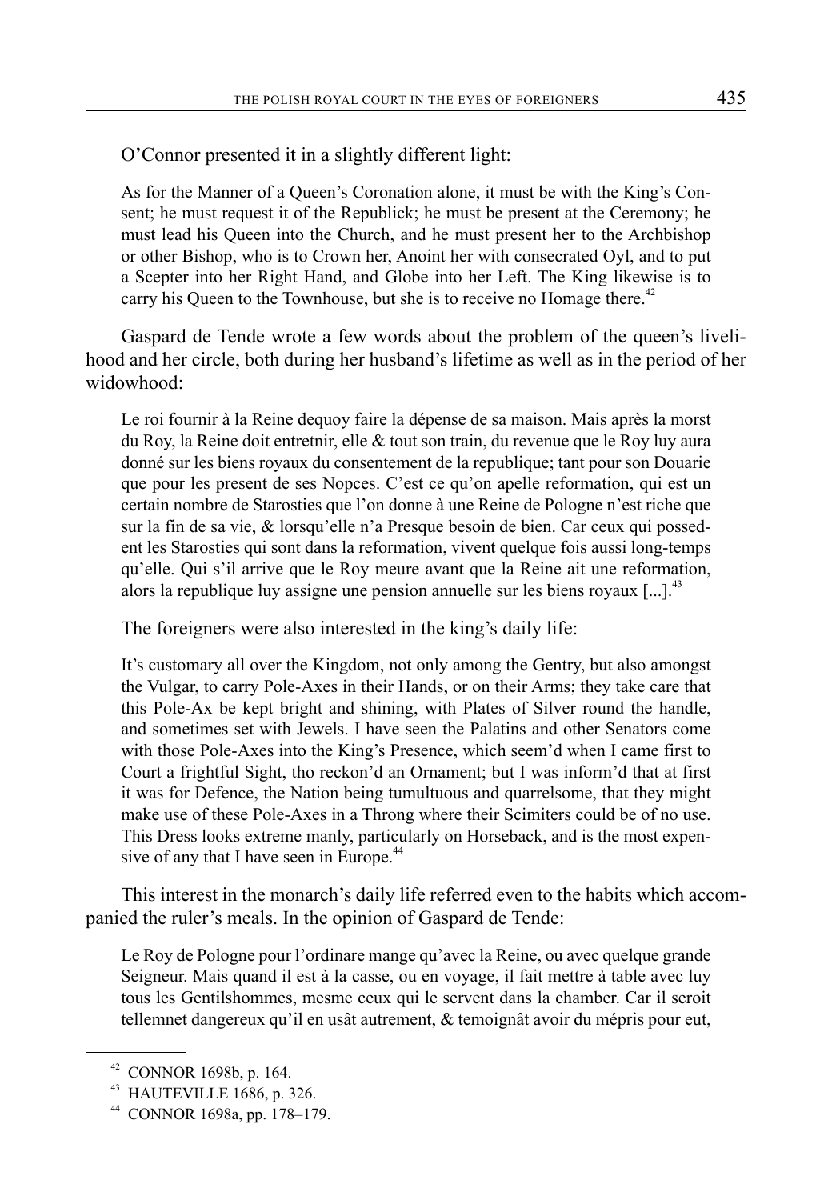O’Connor presented it in a slightly different light:

> As for the Manner of a Queen’s Coronation alone, it must be with the King’s Consent; he must request it of the Republick; he must be present at the Ceremony; he must lead his Queen into the Church, and he must present her to the Archbishop or other Bishop, who is to Crown her, Anoint her with consecrated Oyl, and to put a Scepter into her Right Hand, and Globe into her Left. The King likewise is to carry his Queen to the Townhouse, but she is to receive no Homage there.[42]

Gaspard de Tende wrote a few words about the problem of the queen’s livelihood and her circle, both during her husband’s lifetime as well as in the period of her widowhood:

> Le roi fournir à la Reine dequoy faire la dépense de sa maison. Mais après la morst du Roy, la Reine doit entretnir, elle & tout son train, du revenue que le Roy luy aura donné sur les biens royaux du consentement de la republique; tant pour son Douarie que pour les present de ses Nopces. C’est ce qu’on apelle reformation, qui est un certain nombre de Starosties que l’on donne à une Reine de Pologne n’est riche que sur la fin de sa vie, & lorsqu’elle n’a Presque besoin de bien. Car ceux qui possedent les Starosties qui sont dans la reformation, vivent quelque fois aussi long-temps qu’elle. Qui s’il arrive que le Roy meure avant que la Reine ait une reformation, alors la republique luy assigne une pension annuelle sur les biens royaux [...].[43]

The foreigners were also interested in the king’s daily life:

> It’s customary all over the Kingdom, not only among the Gentry, but also amongst the Vulgar, to carry Pole-Axes in their Hands, or on their Arms; they take care that this Pole-Ax be kept bright and shining, with Plates of Silver round the handle, and sometimes set with Jewels. I have seen the Palatins and other Senators come with those Pole-Axes into the King’s Presence, which seem’d when I came first to Court a frightful Sight, tho reckon’d an Ornament; but I was inform’d that at first it was for Defence, the Nation being tumultuous and quarrelsome, that they might make use of these Pole-Axes in a Throng where their Scimiters could be of no use. This Dress looks extreme manly, particularly on Horseback, and is the most expensive of any that I have seen in Europe.[44]

This interest in the monarch’s daily life referred even to the habits which accompanied the ruler’s meals. In the opinion of Gaspard de Tende:

> Le Roy de Pologne pour l’ordinare mange qu’avec la Reine, ou avec quelque grande Seigneur. Mais quand il est à la casse, ou en voyage, il fait mettre à table avec luy tous les Gentilshommes, mesme ceux qui le servent dans la chamber. Car il seroit tellemnet dangereux qu’il en usât autrement, & temoignât avoir du mépris pour eut,

---

[42] CONNOR 1698b, p. 164.

[43] HAUTEVILLE 1686, p. 326.

[44] CONNOR 1698a, pp. 178–179.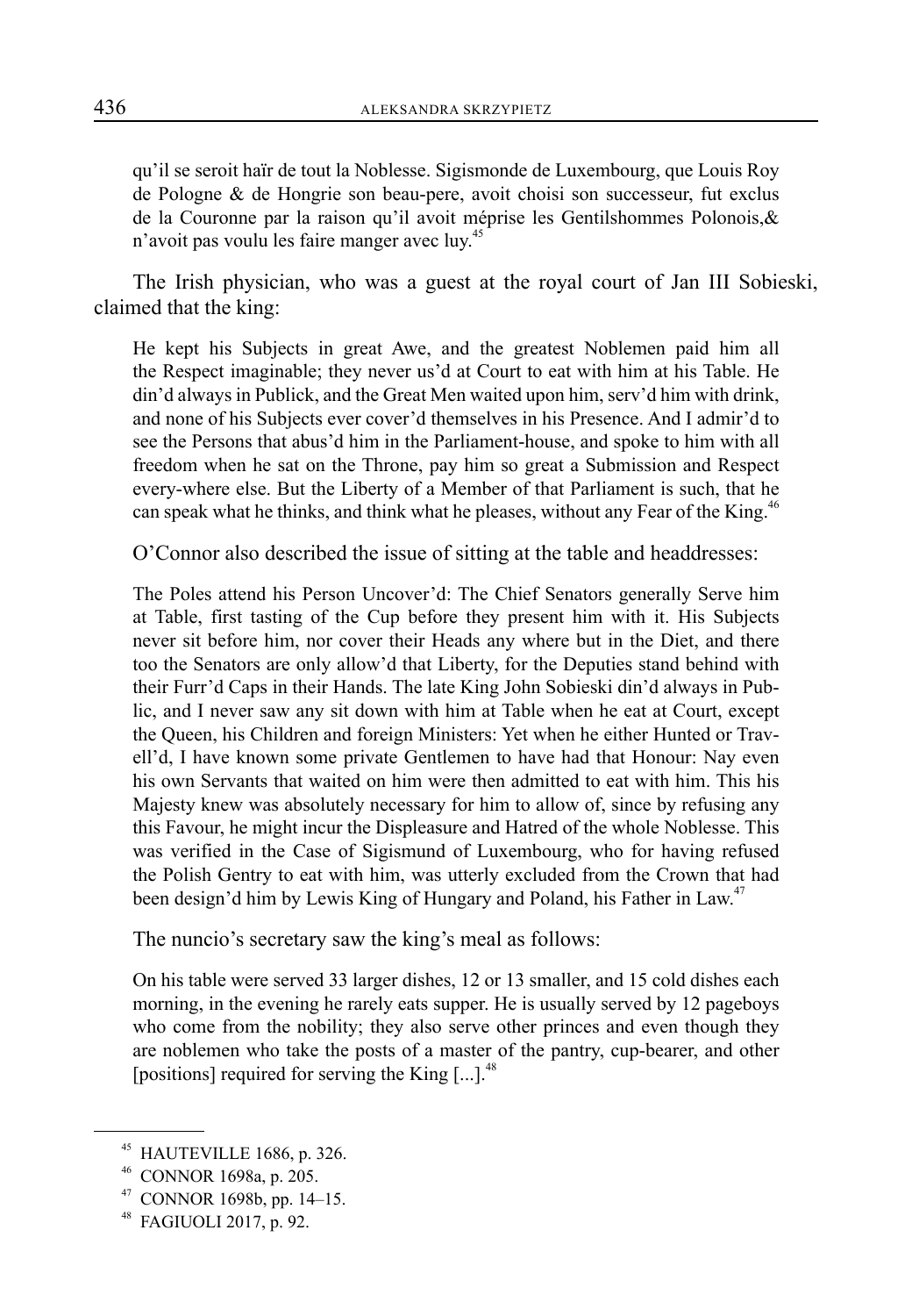> qu'il se seroit haïr de tout la Noblesse. Sigismonde de Luxembourg, que Louis Roy de Pologne & de Hongrie son beau-pere, avoit choisi son successeur, fut exclus de la Couronne par la raison qu'il avoit méprise les Gentilshommes Polonois,& n'avoit pas voulu les faire manger avec luy.[45]

The Irish physician, who was a guest at the royal court of Jan III Sobieski, claimed that the king:

> He kept his Subjects in great Awe, and the greatest Noblemen paid him all the Respect imaginable; they never us'd at Court to eat with him at his Table. He din'd always in Publick, and the Great Men waited upon him, serv'd him with drink, and none of his Subjects ever cover'd themselves in his Presence. And I admir'd to see the Persons that abus'd him in the Parliament-house, and spoke to him with all freedom when he sat on the Throne, pay him so great a Submission and Respect every-where else. But the Liberty of a Member of that Parliament is such, that he can speak what he thinks, and think what he pleases, without any Fear of the King.[46]

O'Connor also described the issue of sitting at the table and headdresses:

> The Poles attend his Person Uncover'd: The Chief Senators generally Serve him at Table, first tasting of the Cup before they present him with it. His Subjects never sit before him, nor cover their Heads any where but in the Diet, and there too the Senators are only allow'd that Liberty, for the Deputies stand behind with their Furr'd Caps in their Hands. The late King John Sobieski din'd always in Public, and I never saw any sit down with him at Table when he eat at Court, except the Queen, his Children and foreign Ministers: Yet when he either Hunted or Travell'd, I have known some private Gentlemen to have had that Honour: Nay even his own Servants that waited on him were then admitted to eat with him. This his Majesty knew was absolutely necessary for him to allow of, since by refusing any this Favour, he might incur the Displeasure and Hatred of the whole Noblesse. This was verified in the Case of Sigismund of Luxembourg, who for having refused the Polish Gentry to eat with him, was utterly excluded from the Crown that had been design'd him by Lewis King of Hungary and Poland, his Father in Law.[47]

The nuncio's secretary saw the king's meal as follows:

> On his table were served 33 larger dishes, 12 or 13 smaller, and 15 cold dishes each morning, in the evening he rarely eats supper. He is usually served by 12 pageboys who come from the nobility; they also serve other princes and even though they are noblemen who take the posts of a master of the pantry, cup-bearer, and other [positions] required for serving the King [...].[48]

---

[45] HAUTEVILLE 1686, p. 326.

[46] CONNOR 1698a, p. 205.

[47] CONNOR 1698b, pp. 14–15.

[48] FAGIUOLI 2017, p. 92.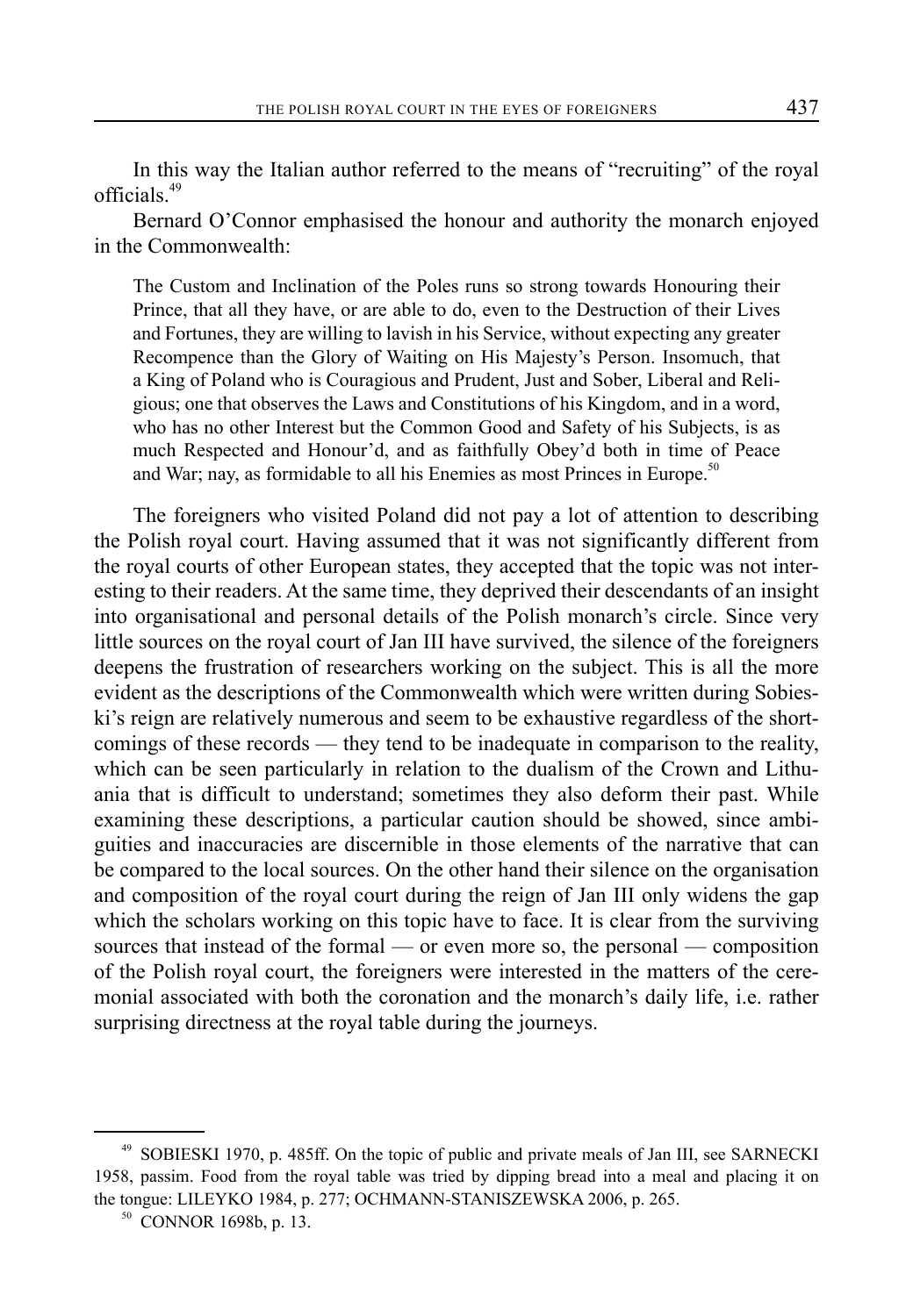In this way the Italian author referred to the means of "recruiting" of the royal officials.[49]

Bernard O'Connor emphasised the honour and authority the monarch enjoyed in the Commonwealth:

> The Custom and Inclination of the Poles runs so strong towards Honouring their Prince, that all they have, or are able to do, even to the Destruction of their Lives and Fortunes, they are willing to lavish in his Service, without expecting any greater Recompence than the Glory of Waiting on His Majesty's Person. Insomuch, that a King of Poland who is Couragious and Prudent, Just and Sober, Liberal and Religious; one that observes the Laws and Constitutions of his Kingdom, and in a word, who has no other Interest but the Common Good and Safety of his Subjects, is as much Respected and Honour'd, and as faithfully Obey'd both in time of Peace and War; nay, as formidable to all his Enemies as most Princes in Europe.[50]

The foreigners who visited Poland did not pay a lot of attention to describing the Polish royal court. Having assumed that it was not significantly different from the royal courts of other European states, they accepted that the topic was not interesting to their readers. At the same time, they deprived their descendants of an insight into organisational and personal details of the Polish monarch's circle. Since very little sources on the royal court of Jan III have survived, the silence of the foreigners deepens the frustration of researchers working on the subject. This is all the more evident as the descriptions of the Commonwealth which were written during Sobieski's reign are relatively numerous and seem to be exhaustive regardless of the shortcomings of these records — they tend to be inadequate in comparison to the reality, which can be seen particularly in relation to the dualism of the Crown and Lithuania that is difficult to understand; sometimes they also deform their past. While examining these descriptions, a particular caution should be showed, since ambiguities and inaccuracies are discernible in those elements of the narrative that can be compared to the local sources. On the other hand their silence on the organisation and composition of the royal court during the reign of Jan III only widens the gap which the scholars working on this topic have to face. It is clear from the surviving sources that instead of the formal — or even more so, the personal — composition of the Polish royal court, the foreigners were interested in the matters of the ceremonial associated with both the coronation and the monarch's daily life, i.e. rather surprising directness at the royal table during the journeys.

---

[49] SOBIESKI 1970, p. 485ff. On the topic of public and private meals of Jan III, see SARNECKI 1958, passim. Food from the royal table was tried by dipping bread into a meal and placing it on the tongue: LILEYKO 1984, p. 277; OCHMANN-STANISZEWSKA 2006, p. 265.

[50] CONNOR 1698b, p. 13.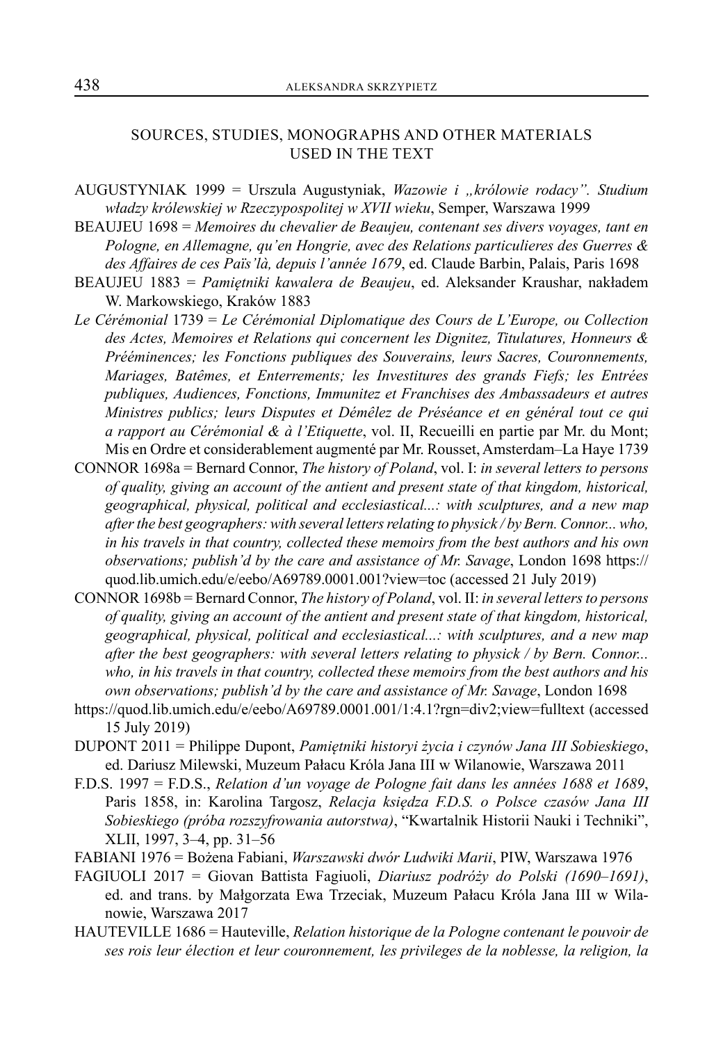## SOURCES, STUDIES, MONOGRAPHS AND OTHER MATERIALS USED IN THE TEXT

AUGUSTYNIAK 1999 = Urszula Augustyniak, *Wazowie i „królowie rodacy". Studium władzy królewskiej w Rzeczypospolitej w XVII wieku*, Semper, Warszawa 1999

BEAUJEU 1698 = *Memoires du chevalier de Beaujeu, contenant ses divers voyages, tant en Pologne, en Allemagne, qu'en Hongrie, avec des Relations particulieres des Guerres & des Affaires de ces Païs'là, depuis l'année 1679*, ed. Claude Barbin, Palais, Paris 1698

BEAUJEU 1883 = *Pamiętniki kawalera de Beaujeu*, ed. Aleksander Kraushar, nakładem W. Markowskiego, Kraków 1883

*Le Cérémonial* 1739 = *Le Cérémonial Diplomatique des Cours de L'Europe, ou Collection des Actes, Memoires et Relations qui concernent les Dignitez, Titulatures, Honneurs & Prééminences; les Fonctions publiques des Souverains, leurs Sacres, Couronnements, Mariages, Batêmes, et Enterrements; les Investitures des grands Fiefs; les Entrées publiques, Audiences, Fonctions, Immunitez et Franchises des Ambassadeurs et autres Ministres publics; leurs Disputes et Démêlez de Préséance et en général tout ce qui a rapport au Cérémonial & à l'Etiquette*, vol. II, Recueilli en partie par Mr. du Mont; Mis en Ordre et considerablement augmenté par Mr. Rousset, Amsterdam–La Haye 1739

CONNOR 1698a = Bernard Connor, *The history of Poland*, vol. I: *in several letters to persons of quality, giving an account of the antient and present state of that kingdom, historical, geographical, physical, political and ecclesiastical...: with sculptures, and a new map after the best geographers: with several letters relating to physick / by Bern. Connor... who, in his travels in that country, collected these memoirs from the best authors and his own observations; publish'd by the care and assistance of Mr. Savage*, London 1698 https://quod.lib.umich.edu/e/eebo/A69789.0001.001?view=toc (accessed 21 July 2019)

CONNOR 1698b = Bernard Connor, *The history of Poland*, vol. II: *in several letters to persons of quality, giving an account of the antient and present state of that kingdom, historical, geographical, physical, political and ecclesiastical...: with sculptures, and a new map after the best geographers: with several letters relating to physick / by Bern. Connor... who, in his travels in that country, collected these memoirs from the best authors and his own observations; publish'd by the care and assistance of Mr. Savage*, London 1698 https://quod.lib.umich.edu/e/eebo/A69789.0001.001/1:4.1?rgn=div2;view=fulltext (accessed 15 July 2019)

DUPONT 2011 = Philippe Dupont, *Pamiętniki historyi życia i czynów Jana III Sobieskiego*, ed. Dariusz Milewski, Muzeum Pałacu Króla Jana III w Wilanowie, Warszawa 2011

F.D.S. 1997 = F.D.S., *Relation d'un voyage de Pologne fait dans les années 1688 et 1689*, Paris 1858, in: Karolina Targosz, *Relacja księdza F.D.S. o Polsce czasów Jana III Sobieskiego (próba rozszyfrowania autorstwa)*, "Kwartalnik Historii Nauki i Techniki", XLII, 1997, 3–4, pp. 31–56

FABIANI 1976 = Bożena Fabiani, *Warszawski dwór Ludwiki Marii*, PIW, Warszawa 1976

FAGIUOLI 2017 = Giovan Battista Fagiuoli, *Diariusz podróży do Polski (1690–1691)*, ed. and trans. by Małgorzata Ewa Trzeciak, Muzeum Pałacu Króla Jana III w Wilanowie, Warszawa 2017

HAUTEVILLE 1686 = Hauteville, *Relation historique de la Pologne contenant le pouvoir de ses rois leur élection et leur couronnement, les privileges de la noblesse, la religion, la*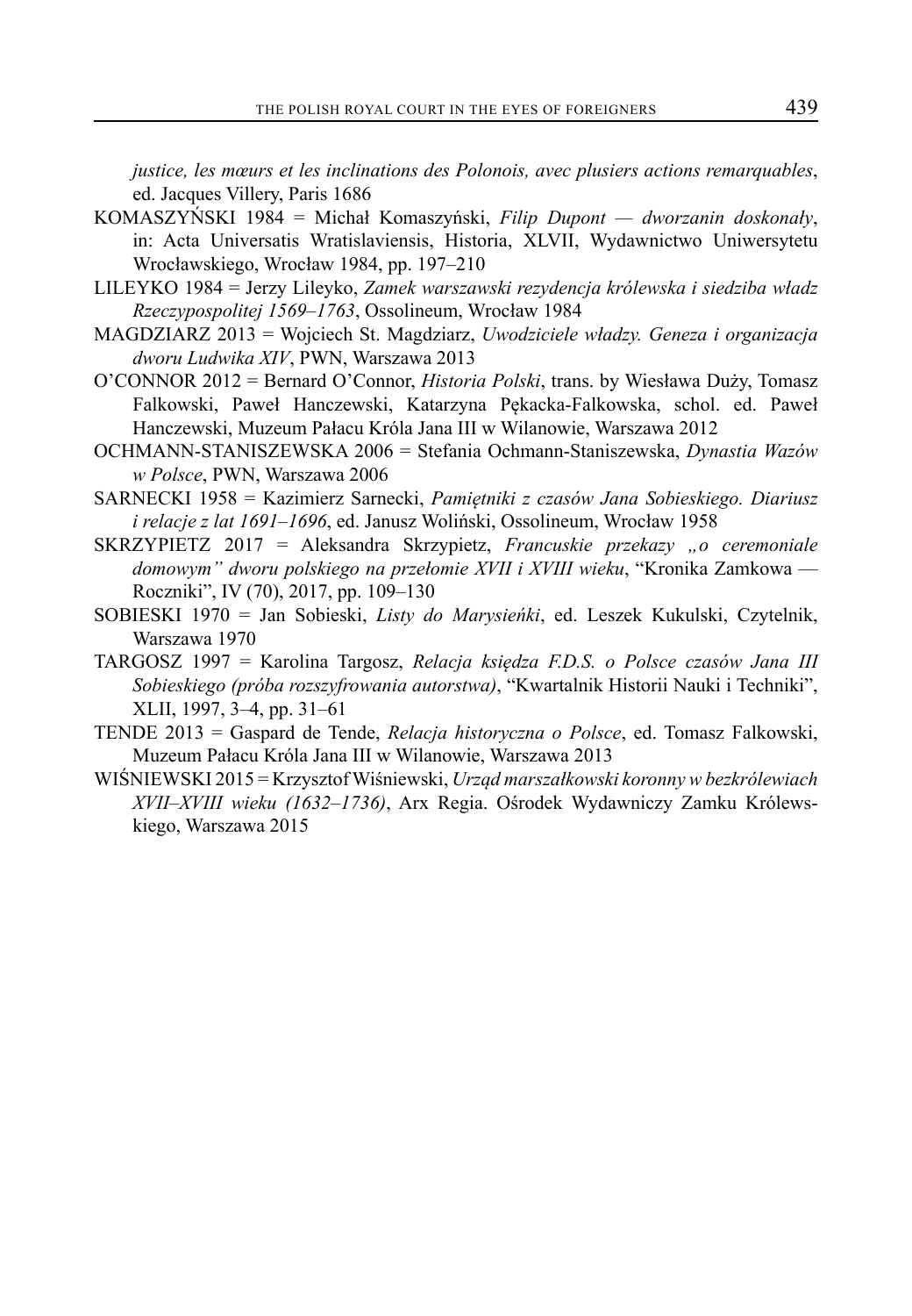*justice, les mœurs et les inclinations des Polonois, avec plusiers actions remarquables*, ed. Jacques Villery, Paris 1686

KOMASZYŃSKI 1984 = Michał Komaszyński, *Filip Dupont — dworzanin doskonały*, in: Acta Universatis Wratislaviensis, Historia, XLVII, Wydawnictwo Uniwersytetu Wrocławskiego, Wrocław 1984, pp. 197–210

LILEYKO 1984 = Jerzy Lileyko, *Zamek warszawski rezydencja królewska i siedziba władz Rzeczypospolitej 1569–1763*, Ossolineum, Wrocław 1984

MAGDZIARZ 2013 = Wojciech St. Magdziarz, *Uwodziciele władzy. Geneza i organizacja dworu Ludwika XIV*, PWN, Warszawa 2013

O'CONNOR 2012 = Bernard O'Connor, *Historia Polski*, trans. by Wiesława Duży, Tomasz Falkowski, Paweł Hanczewski, Katarzyna Pękacka-Falkowska, schol. ed. Paweł Hanczewski, Muzeum Pałacu Króla Jana III w Wilanowie, Warszawa 2012

OCHMANN-STANISZEWSKA 2006 = Stefania Ochmann-Staniszewska, *Dynastia Wazów w Polsce*, PWN, Warszawa 2006

SARNECKI 1958 = Kazimierz Sarnecki, *Pamiętniki z czasów Jana Sobieskiego. Diariusz i relacje z lat 1691–1696*, ed. Janusz Woliński, Ossolineum, Wrocław 1958

SKRZYPIETZ 2017 = Aleksandra Skrzypietz, *Francuskie przekazy „o ceremoniale domowym" dworu polskiego na przełomie XVII i XVIII wieku*, "Kronika Zamkowa — Roczniki", IV (70), 2017, pp. 109–130

SOBIESKI 1970 = Jan Sobieski, *Listy do Marysieńki*, ed. Leszek Kukulski, Czytelnik, Warszawa 1970

TARGOSZ 1997 = Karolina Targosz, *Relacja księdza F.D.S. o Polsce czasów Jana III Sobieskiego (próba rozszyfrowania autorstwa)*, "Kwartalnik Historii Nauki i Techniki", XLII, 1997, 3–4, pp. 31–61

TENDE 2013 = Gaspard de Tende, *Relacja historyczna o Polsce*, ed. Tomasz Falkowski, Muzeum Pałacu Króla Jana III w Wilanowie, Warszawa 2013

WIŚNIEWSKI 2015 = Krzysztof Wiśniewski, *Urząd marszałkowski koronny w bezkrólewiach XVII–XVIII wieku (1632–1736)*, Arx Regia. Ośrodek Wydawniczy Zamku Królewskiego, Warszawa 2015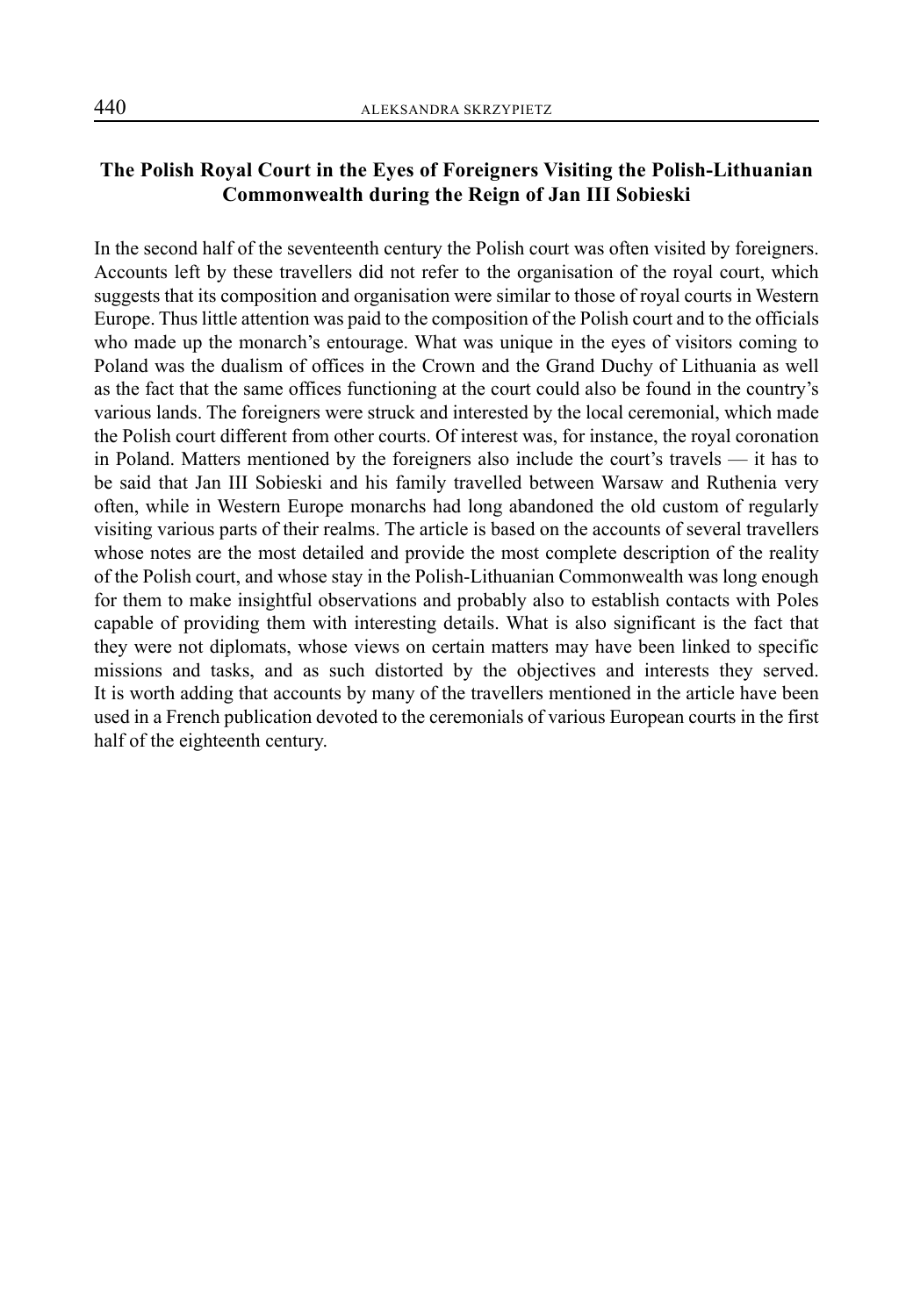**The Polish Royal Court in the Eyes of Foreigners Visiting the Polish-Lithuanian Commonwealth during the Reign of Jan III Sobieski**

In the second half of the seventeenth century the Polish court was often visited by foreigners. Accounts left by these travellers did not refer to the organisation of the royal court, which suggests that its composition and organisation were similar to those of royal courts in Western Europe. Thus little attention was paid to the composition of the Polish court and to the officials who made up the monarch's entourage. What was unique in the eyes of visitors coming to Poland was the dualism of offices in the Crown and the Grand Duchy of Lithuania as well as the fact that the same offices functioning at the court could also be found in the country's various lands. The foreigners were struck and interested by the local ceremonial, which made the Polish court different from other courts. Of interest was, for instance, the royal coronation in Poland. Matters mentioned by the foreigners also include the court's travels — it has to be said that Jan III Sobieski and his family travelled between Warsaw and Ruthenia very often, while in Western Europe monarchs had long abandoned the old custom of regularly visiting various parts of their realms. The article is based on the accounts of several travellers whose notes are the most detailed and provide the most complete description of the reality of the Polish court, and whose stay in the Polish-Lithuanian Commonwealth was long enough for them to make insightful observations and probably also to establish contacts with Poles capable of providing them with interesting details. What is also significant is the fact that they were not diplomats, whose views on certain matters may have been linked to specific missions and tasks, and as such distorted by the objectives and interests they served. It is worth adding that accounts by many of the travellers mentioned in the article have been used in a French publication devoted to the ceremonials of various European courts in the first half of the eighteenth century.